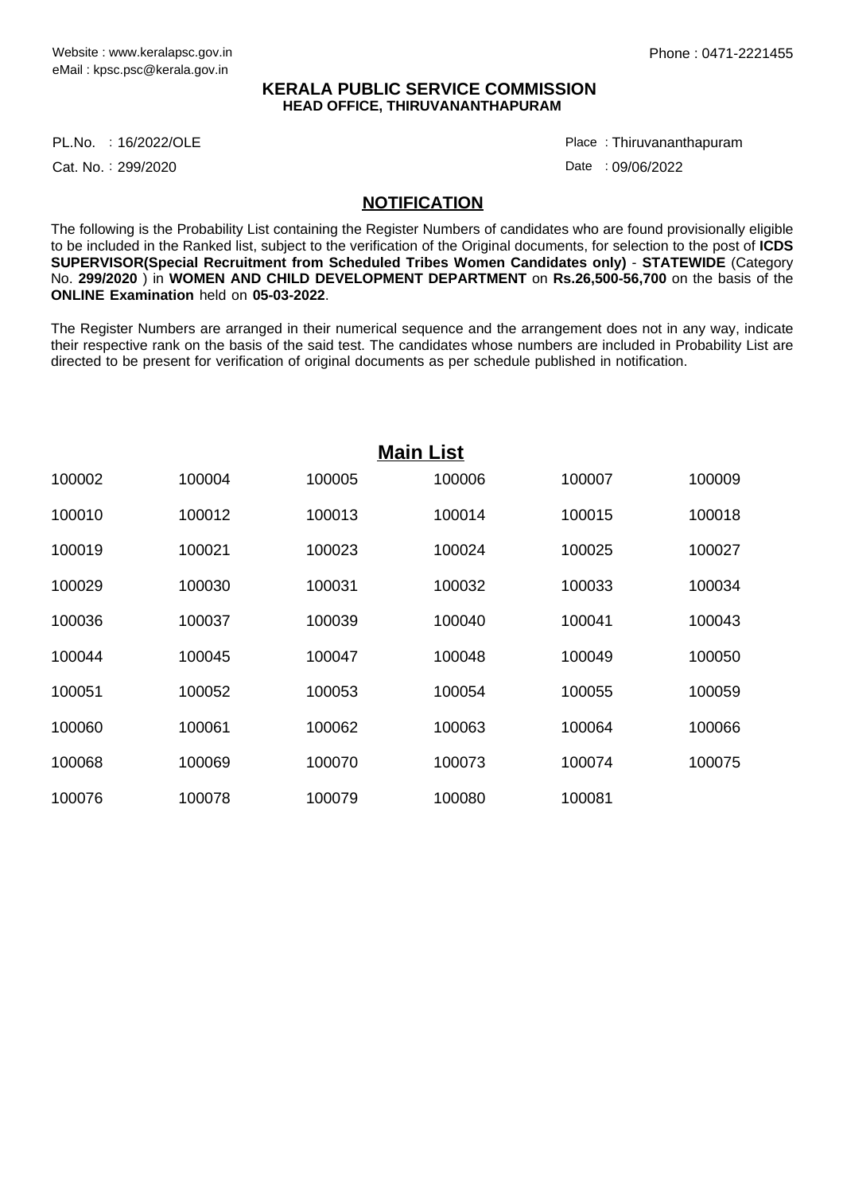Website : www.keralapsc.gov.in
eMail : kpsc.psc@kerala.gov.in

Phone : 0471-2221455

**KERALA PUBLIC SERVICE COMMISSION**
**HEAD OFFICE, THIRUVANANTHAPURAM**

PL.No. : 16/2022/OLE
Cat. No. : 299/2020

Place : Thiruvananthapuram
Date : 09/06/2022

## NOTIFICATION

The following is the Probability List containing the Register Numbers of candidates who are found provisionally eligible to be included in the Ranked list, subject to the verification of the Original documents, for selection to the post of **ICDS SUPERVISOR(Special Recruitment from Scheduled Tribes Women Candidates only)** - **STATEWIDE** (Category No. **299/2020** ) in **WOMEN AND CHILD DEVELOPMENT DEPARTMENT** on **Rs.26,500-56,700** on the basis of the **ONLINE Examination** held on **05-03-2022**.

The Register Numbers are arranged in their numerical sequence and the arrangement does not in any way, indicate their respective rank on the basis of the said test. The candidates whose numbers are included in Probability List are directed to be present for verification of original documents as per schedule published in notification.

## Main List

| | | | | | |
|---|---|---|---|---|---|
| 100002 | 100004 | 100005 | 100006 | 100007 | 100009 |
| 100010 | 100012 | 100013 | 100014 | 100015 | 100018 |
| 100019 | 100021 | 100023 | 100024 | 100025 | 100027 |
| 100029 | 100030 | 100031 | 100032 | 100033 | 100034 |
| 100036 | 100037 | 100039 | 100040 | 100041 | 100043 |
| 100044 | 100045 | 100047 | 100048 | 100049 | 100050 |
| 100051 | 100052 | 100053 | 100054 | 100055 | 100059 |
| 100060 | 100061 | 100062 | 100063 | 100064 | 100066 |
| 100068 | 100069 | 100070 | 100073 | 100074 | 100075 |
| 100076 | 100078 | 100079 | 100080 | 100081 | |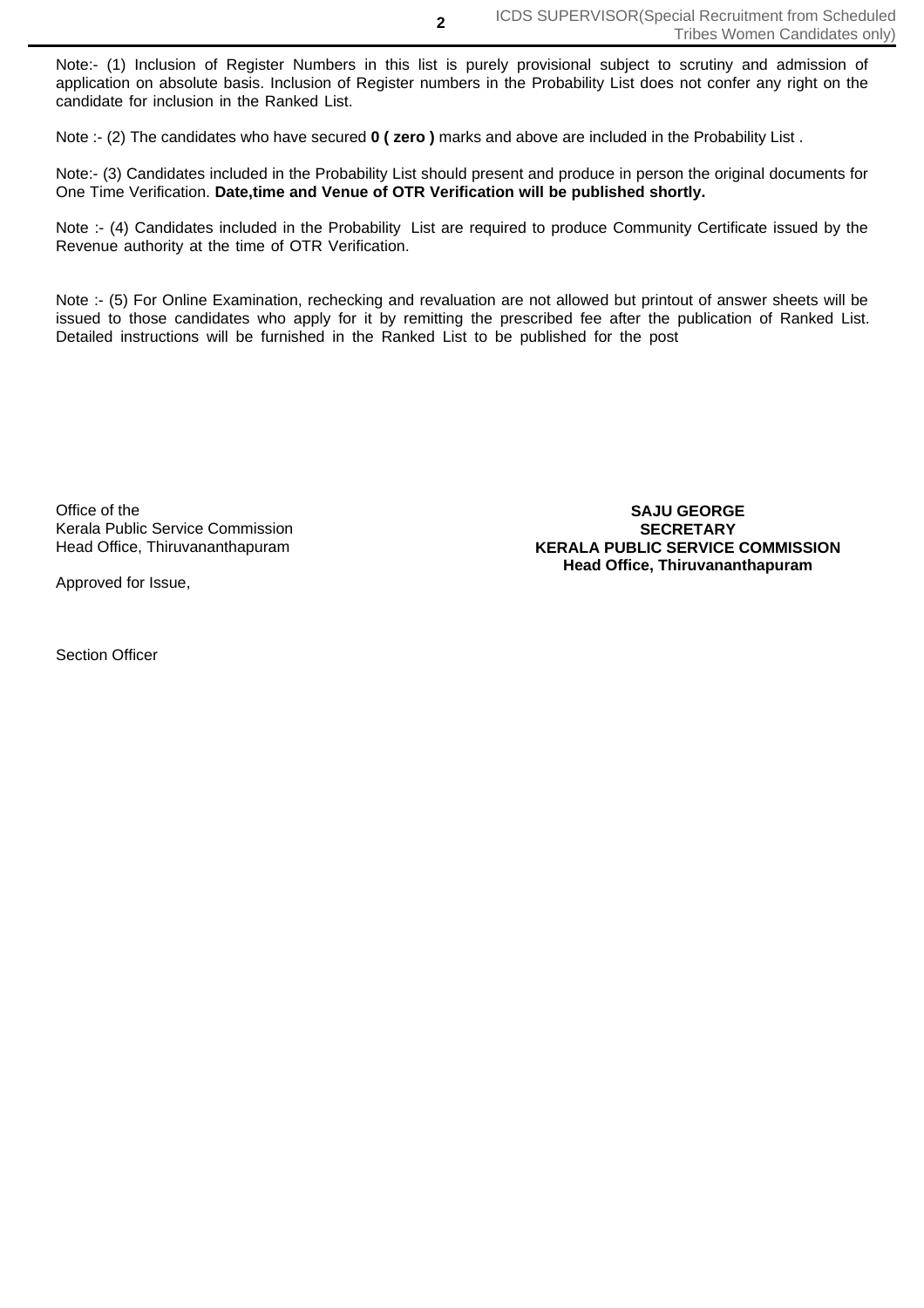Note:- (1) Inclusion of Register Numbers in this list is purely provisional subject to scrutiny and admission of application on absolute basis. Inclusion of Register numbers in the Probability List does not confer any right on the candidate for inclusion in the Ranked List.

Note :- (2) The candidates who have secured **0 ( zero )** marks and above are included in the Probability List .

Note:- (3) Candidates included in the Probability List should present and produce in person the original documents for One Time Verification. **Date,time and Venue of OTR Verification will be published shortly.**

Note :- (4) Candidates included in the Probability List are required to produce Community Certificate issued by the Revenue authority at the time of OTR Verification.

Note :- (5) For Online Examination, rechecking and revaluation are not allowed but printout of answer sheets will be issued to those candidates who apply for it by remitting the prescribed fee after the publication of Ranked List. Detailed instructions will be furnished in the Ranked List to be published for the post

Office of the
Kerala Public Service Commission
Head Office, Thiruvananthapuram

**SAJU GEORGE**
**SECRETARY**
**KERALA PUBLIC SERVICE COMMISSION**
**Head Office, Thiruvananthapuram**

Approved for Issue,

Section Officer